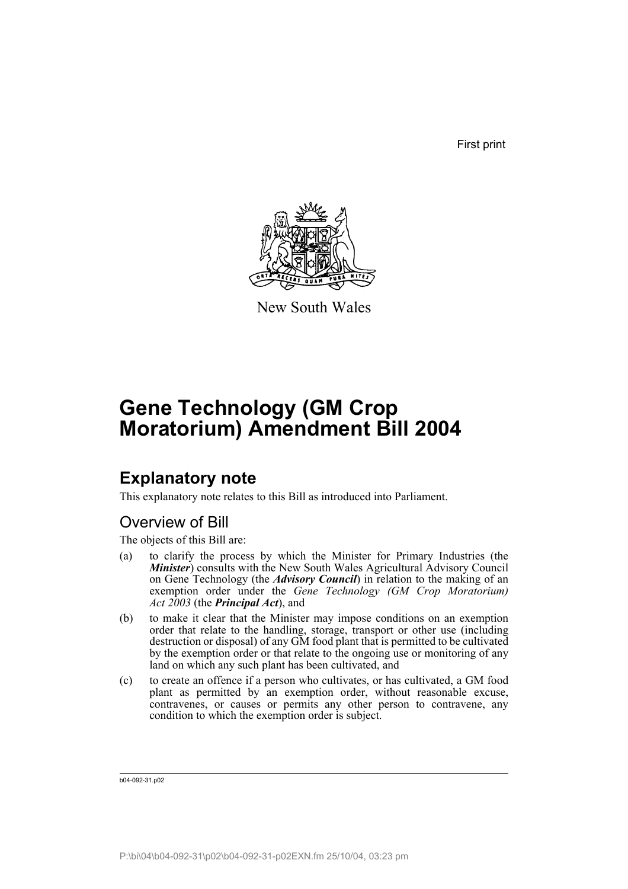First print

New South Wales

# Gene Technology (GM Crop Moratorium) Amendment Bill 2004

## Explanatory note

This explanatory note relates to this Bill as introduced into Parliament.

### Overview of Bill

The objects of this Bill are:

(a) to clarify the process by which the Minister for Primary Industries (the ***Minister***) consults with the New South Wales Agricultural Advisory Council on Gene Technology (the ***Advisory Council***) in relation to the making of an exemption order under the *Gene Technology (GM Crop Moratorium) Act 2003* (the ***Principal Act***), and

(b) to make it clear that the Minister may impose conditions on an exemption order that relate to the handling, storage, transport or other use (including destruction or disposal) of any GM food plant that is permitted to be cultivated by the exemption order or that relate to the ongoing use or monitoring of any land on which any such plant has been cultivated, and

(c) to create an offence if a person who cultivates, or has cultivated, a GM food plant as permitted by an exemption order, without reasonable excuse, contravenes, or causes or permits any other person to contravene, any condition to which the exemption order is subject.

b04-092-31.p02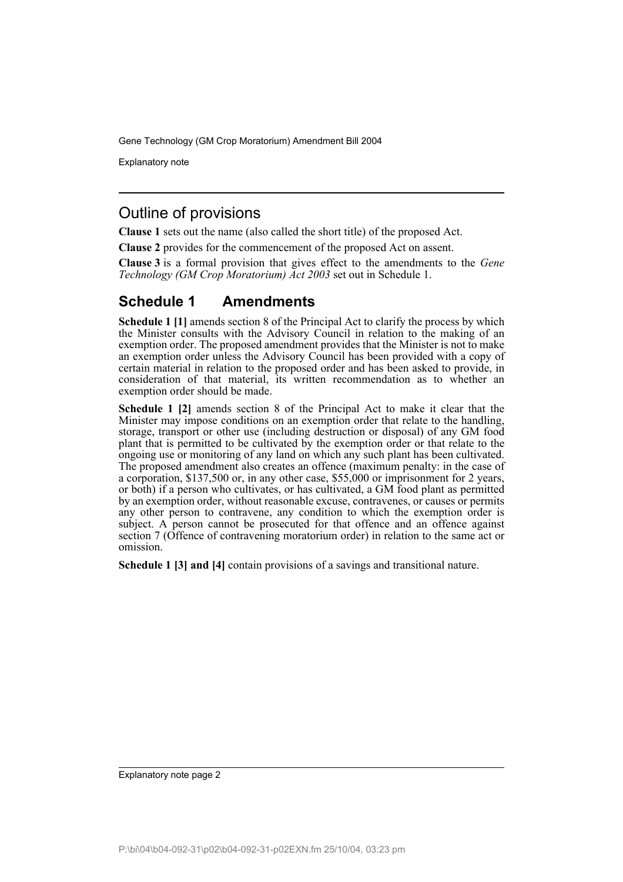## Outline of provisions

**Clause 1** sets out the name (also called the short title) of the proposed Act.

**Clause 2** provides for the commencement of the proposed Act on assent.

**Clause 3** is a formal provision that gives effect to the amendments to the *Gene Technology (GM Crop Moratorium) Act 2003* set out in Schedule 1.

## Schedule 1 Amendments

**Schedule 1 [1]** amends section 8 of the Principal Act to clarify the process by which the Minister consults with the Advisory Council in relation to the making of an exemption order. The proposed amendment provides that the Minister is not to make an exemption order unless the Advisory Council has been provided with a copy of certain material in relation to the proposed order and has been asked to provide, in consideration of that material, its written recommendation as to whether an exemption order should be made.

**Schedule 1 [2]** amends section 8 of the Principal Act to make it clear that the Minister may impose conditions on an exemption order that relate to the handling, storage, transport or other use (including destruction or disposal) of any GM food plant that is permitted to be cultivated by the exemption order or that relate to the ongoing use or monitoring of any land on which any such plant has been cultivated. The proposed amendment also creates an offence (maximum penalty: in the case of a corporation, $137,500 or, in any other case, $55,000 or imprisonment for 2 years, or both) if a person who cultivates, or has cultivated, a GM food plant as permitted by an exemption order, without reasonable excuse, contravenes, or causes or permits any other person to contravene, any condition to which the exemption order is subject. A person cannot be prosecuted for that offence and an offence against section 7 (Offence of contravening moratorium order) in relation to the same act or omission.

**Schedule 1 [3] and [4]** contain provisions of a savings and transitional nature.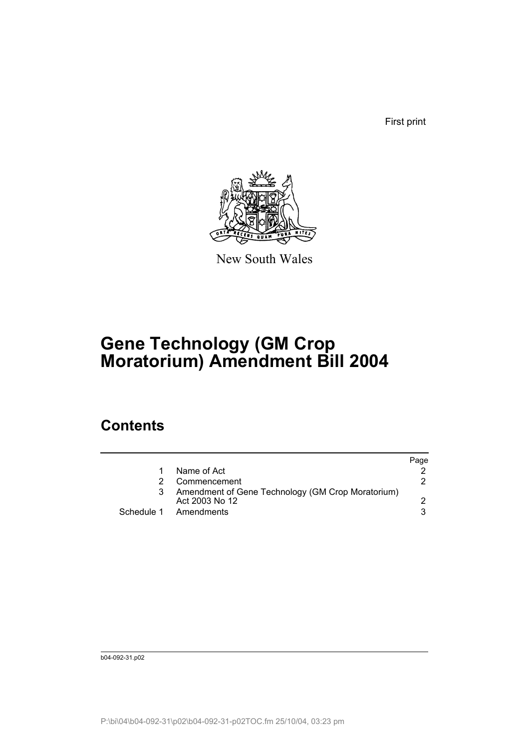First print

New South Wales

# Gene Technology (GM Crop Moratorium) Amendment Bill 2004

## Contents

| | | Page |
|---|---|---|
| 1 | Name of Act | 2 |
| 2 | Commencement | 2 |
| 3 | Amendment of Gene Technology (GM Crop Moratorium) Act 2003 No 12 | 2 |
| Schedule 1 | Amendments | 3 |

b04-092-31.p02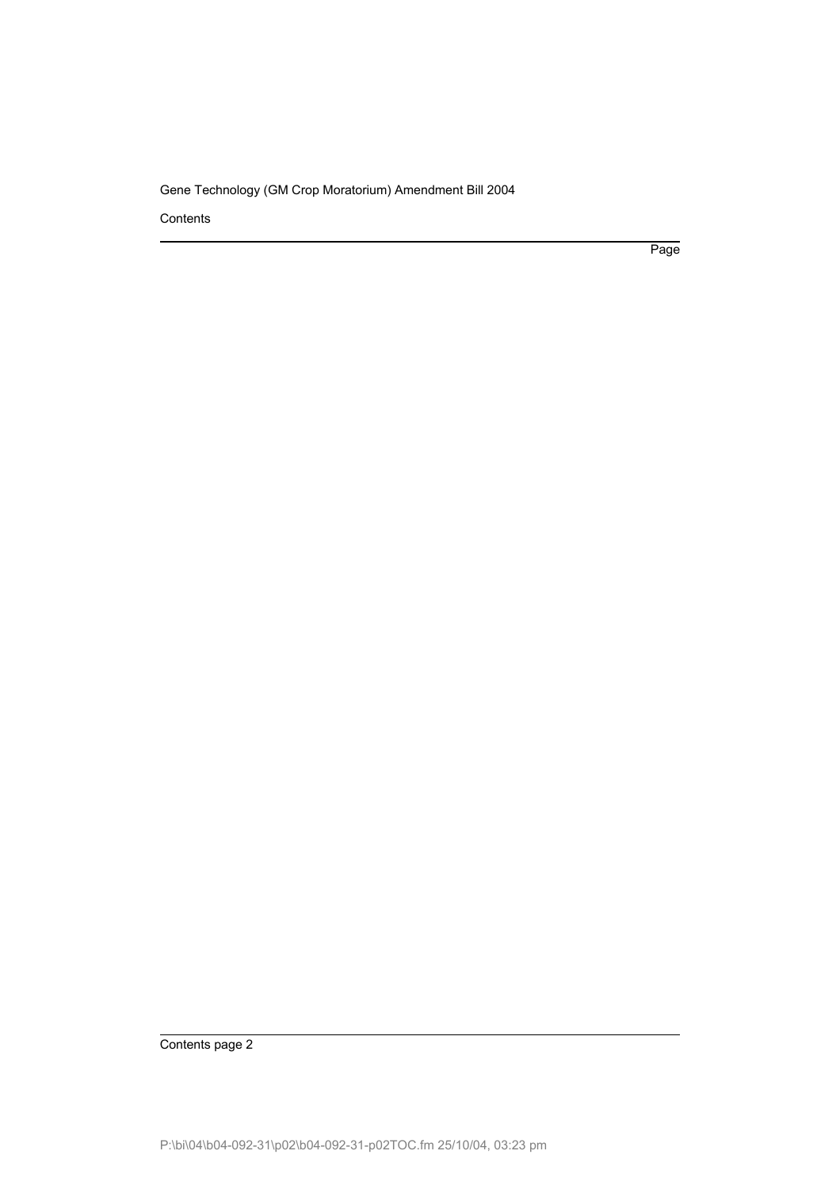Contents

Page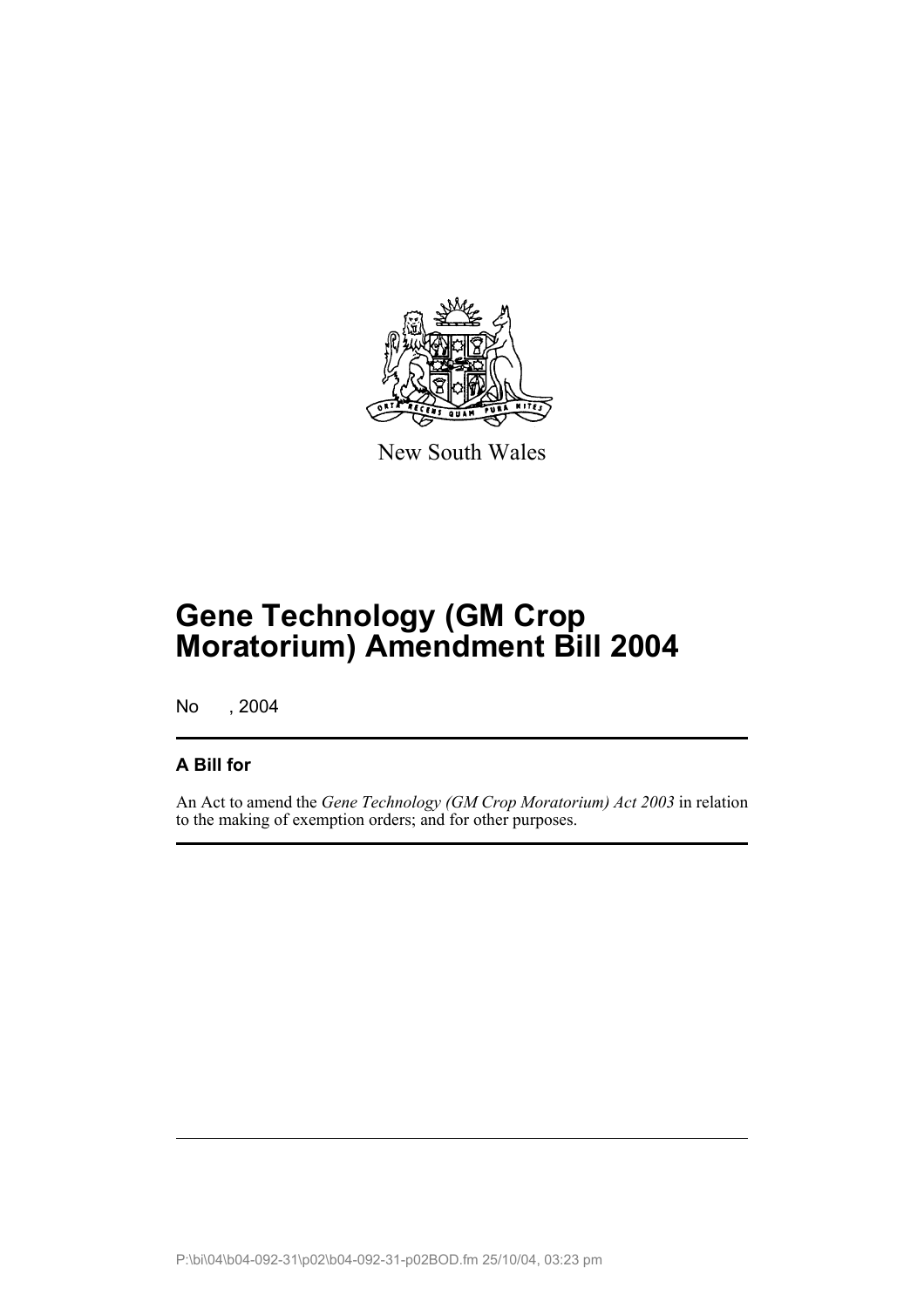New South Wales

# Gene Technology (GM Crop Moratorium) Amendment Bill 2004

No , 2004

## A Bill for

An Act to amend the *Gene Technology (GM Crop Moratorium) Act 2003* in relation to the making of exemption orders; and for other purposes.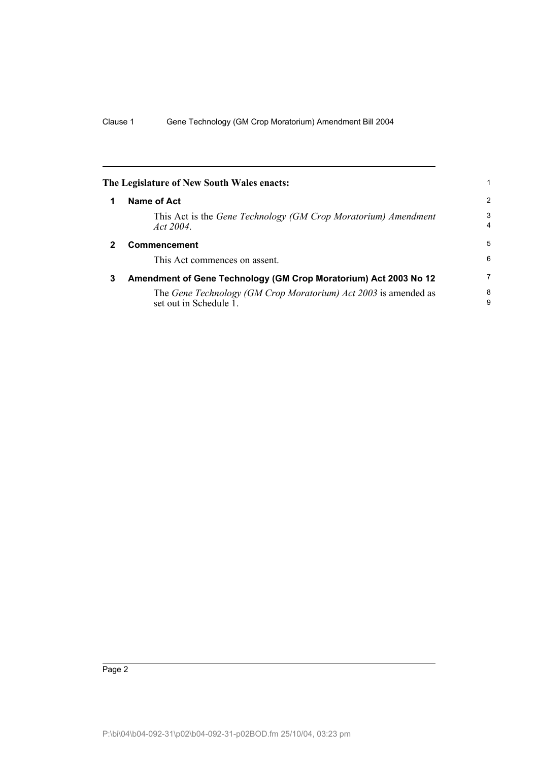**The Legislature of New South Wales enacts:**

## 1 Name of Act

This Act is the *Gene Technology (GM Crop Moratorium) Amendment Act 2004*.

## 2 Commencement

This Act commences on assent.

## 3 Amendment of Gene Technology (GM Crop Moratorium) Act 2003 No 12

The *Gene Technology (GM Crop Moratorium) Act 2003* is amended as set out in Schedule 1.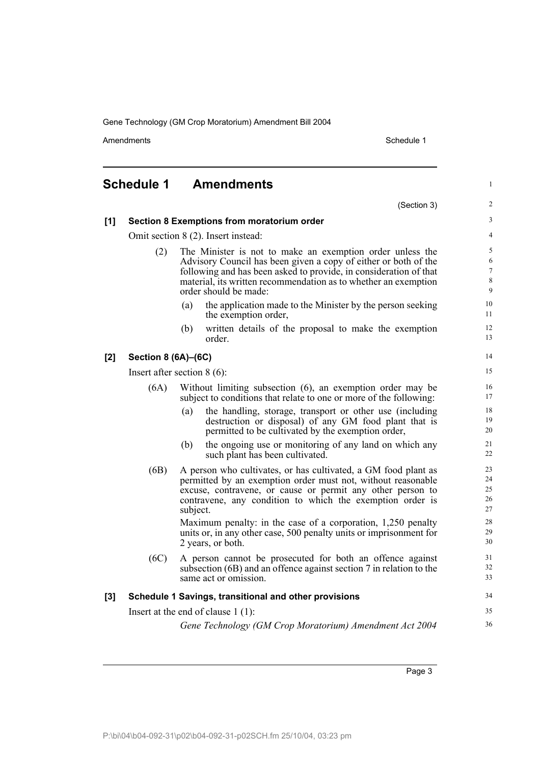## Schedule 1 Amendments

(Section 3)

**[1] Section 8 Exemptions from moratorium order**

Omit section 8 (2). Insert instead:

(2) The Minister is not to make an exemption order unless the Advisory Council has been given a copy of either or both of the following and has been asked to provide, in consideration of that material, its written recommendation as to whether an exemption order should be made:

(a) the application made to the Minister by the person seeking the exemption order,

(b) written details of the proposal to make the exemption order.

**[2] Section 8 (6A)–(6C)**

Insert after section 8 (6):

(6A) Without limiting subsection (6), an exemption order may be subject to conditions that relate to one or more of the following:

(a) the handling, storage, transport or other use (including destruction or disposal) of any GM food plant that is permitted to be cultivated by the exemption order,

(b) the ongoing use or monitoring of any land on which any such plant has been cultivated.

(6B) A person who cultivates, or has cultivated, a GM food plant as permitted by an exemption order must not, without reasonable excuse, contravene, or cause or permit any other person to contravene, any condition to which the exemption order is subject.

Maximum penalty: in the case of a corporation, 1,250 penalty units or, in any other case, 500 penalty units or imprisonment for 2 years, or both.

(6C) A person cannot be prosecuted for both an offence against subsection (6B) and an offence against section 7 in relation to the same act or omission.

**[3] Schedule 1 Savings, transitional and other provisions**

Insert at the end of clause 1 (1):

*Gene Technology (GM Crop Moratorium) Amendment Act 2004*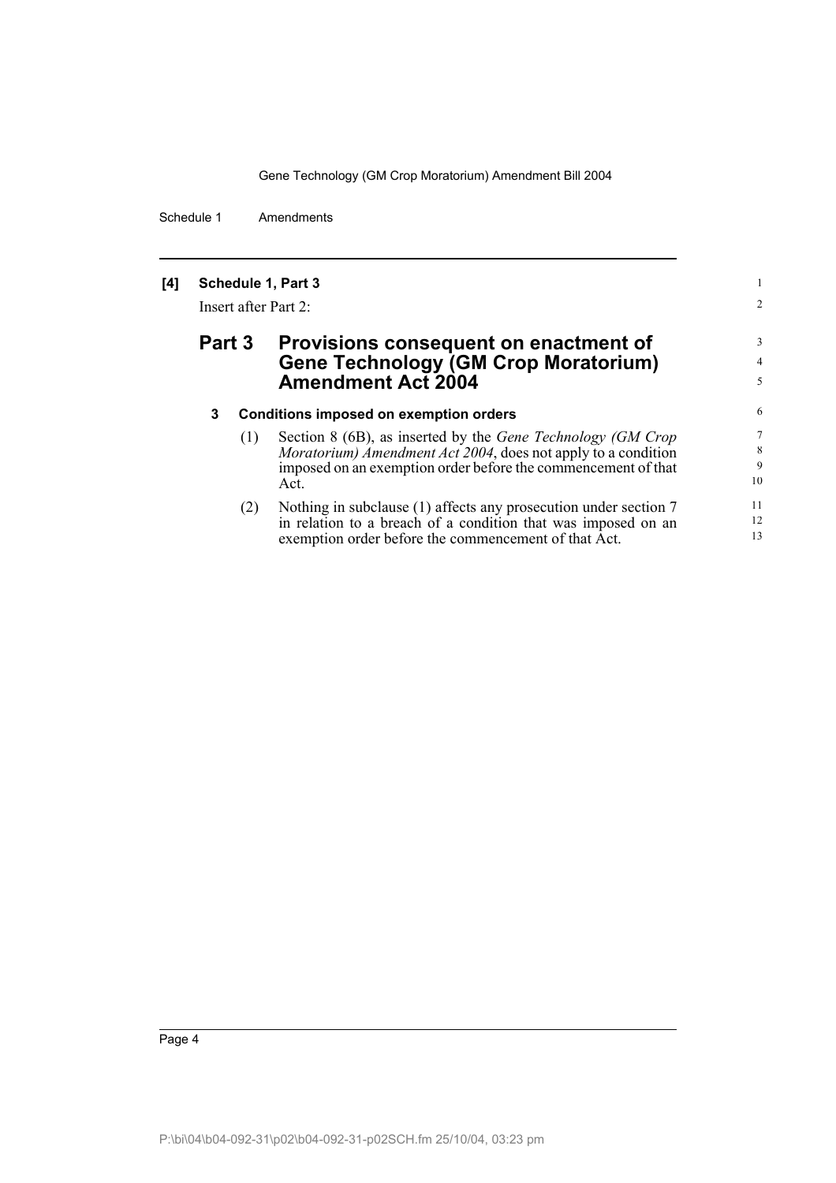**[4] Schedule 1, Part 3**

Insert after Part 2:

## Part 3 Provisions consequent on enactment of Gene Technology (GM Crop Moratorium) Amendment Act 2004

### 3 Conditions imposed on exemption orders

(1) Section 8 (6B), as inserted by the *Gene Technology (GM Crop Moratorium) Amendment Act 2004*, does not apply to a condition imposed on an exemption order before the commencement of that Act.

(2) Nothing in subclause (1) affects any prosecution under section 7 in relation to a breach of a condition that was imposed on an exemption order before the commencement of that Act.